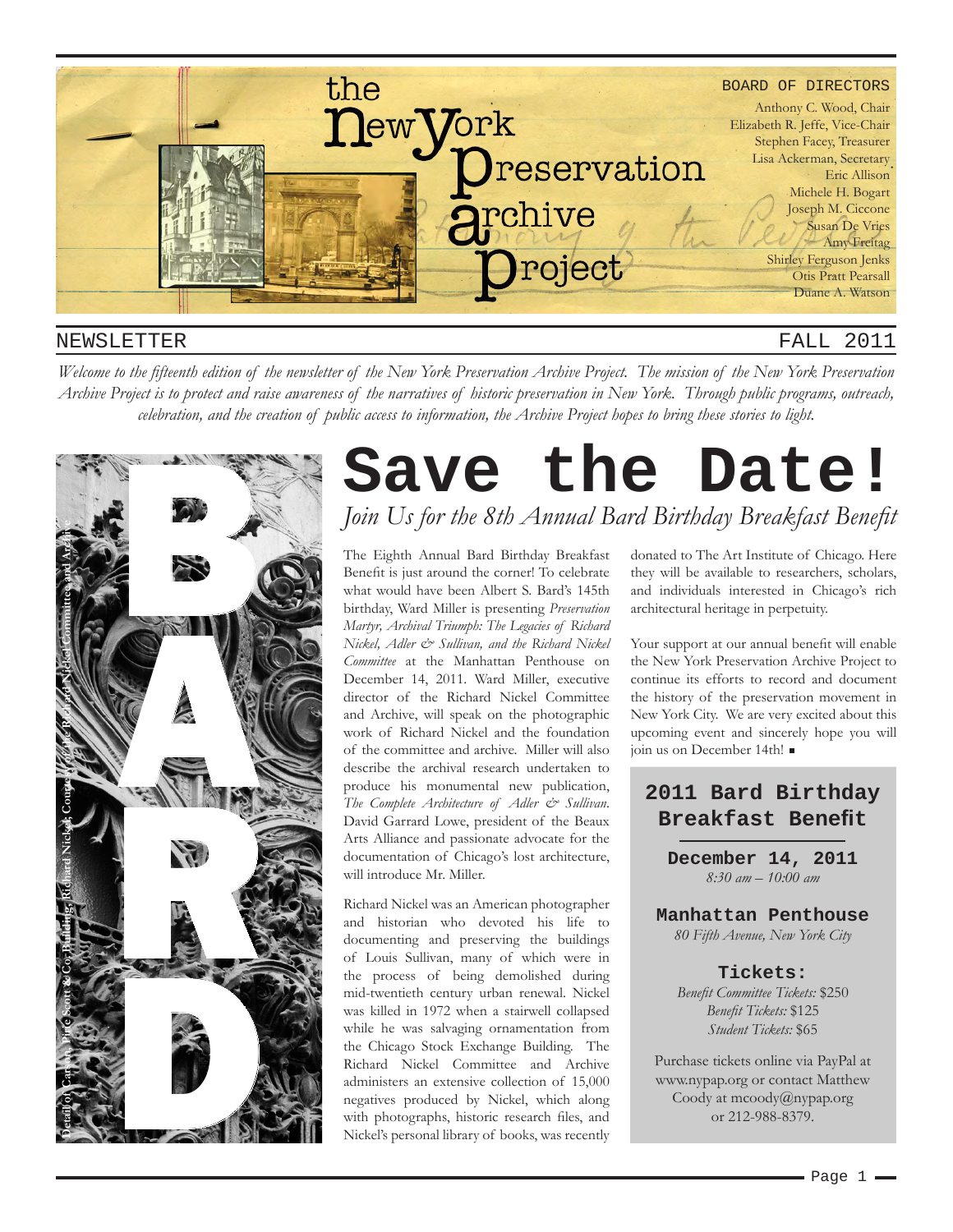# the New York Preservation Archive Project

BOARD OF DIRECTORS

Anthony C. Wood, Chair
Elizabeth R. Jeffe, Vice-Chair
Stephen Facey, Treasurer
Lisa Ackerman, Secretary
Eric Allison
Michele H. Bogart
Joseph M. Ciccone
Susan De Vries
Amy Freitag
Shirley Ferguson Jenks
Otis Pratt Pearsall
Duane A. Watson

NEWSLETTER FALL 2011

*Welcome to the fifteenth edition of the newsletter of the New York Preservation Archive Project. The mission of the New York Preservation Archive Project is to protect and raise awareness of the narratives of historic preservation in New York. Through public programs, outreach, celebration, and the creation of public access to information, the Archive Project hopes to bring these stories to light.*

BARD

Detail of Carson, Pirie Scott & Co. Building, Richard Nickel, Courtesy of the Richard Nickel Committee and Archive

# Save the Date!

## *Join Us for the 8th Annual Bard Birthday Breakfast Benefit*

The Eighth Annual Bard Birthday Breakfast Benefit is just around the corner! To celebrate what would have been Albert S. Bard's 145th birthday, Ward Miller is presenting *Preservation Martyr, Archival Triumph: The Legacies of Richard Nickel, Adler & Sullivan, and the Richard Nickel Committee* at the Manhattan Penthouse on December 14, 2011. Ward Miller, executive director of the Richard Nickel Committee and Archive, will speak on the photographic work of Richard Nickel and the foundation of the committee and archive. Miller will also describe the archival research undertaken to produce his monumental new publication, *The Complete Architecture of Adler & Sullivan*. David Garrard Lowe, president of the Beaux Arts Alliance and passionate advocate for the documentation of Chicago's lost architecture, will introduce Mr. Miller.

Richard Nickel was an American photographer and historian who devoted his life to documenting and preserving the buildings of Louis Sullivan, many of which were in the process of being demolished during mid-twentieth century urban renewal. Nickel was killed in 1972 when a stairwell collapsed while he was salvaging ornamentation from the Chicago Stock Exchange Building. The Richard Nickel Committee and Archive administers an extensive collection of 15,000 negatives produced by Nickel, which along with photographs, historic research files, and Nickel's personal library of books, was recently donated to The Art Institute of Chicago. Here they will be available to researchers, scholars, and individuals interested in Chicago's rich architectural heritage in perpetuity.

Your support at our annual benefit will enable the New York Preservation Archive Project to continue its efforts to record and document the history of the preservation movement in New York City. We are very excited about this upcoming event and sincerely hope you will join us on December 14th! ■

### 2011 Bard Birthday Breakfast Benefit

**December 14, 2011**
*8:30 am – 10:00 am*

**Manhattan Penthouse**
*80 Fifth Avenue, New York City*

**Tickets:**
*Benefit Committee Tickets:* $250
*Benefit Tickets:* $125
*Student Tickets:* $65

Purchase tickets online via PayPal at www.nypap.org or contact Matthew Coody at mcoody@nypap.org or 212-988-8379.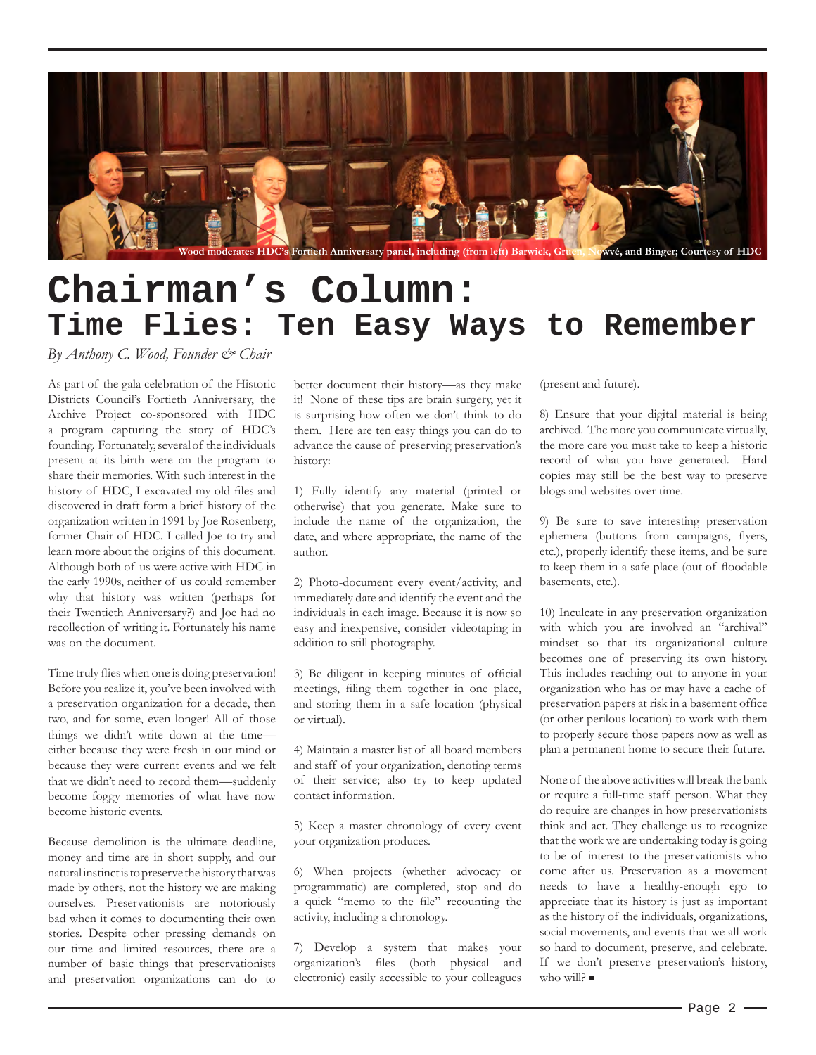Wood moderates HDC's Fortieth Anniversary panel, including (from left) Barwick, Gruen, Nowvé, and Binger; Courtesy of HDC

# Chairman's Column:
## Time Flies: Ten Easy Ways to Remember

*By Anthony C. Wood, Founder & Chair*

As part of the gala celebration of the Historic Districts Council's Fortieth Anniversary, the Archive Project co-sponsored with HDC a program capturing the story of HDC's founding. Fortunately, several of the individuals present at its birth were on the program to share their memories. With such interest in the history of HDC, I excavated my old files and discovered in draft form a brief history of the organization written in 1991 by Joe Rosenberg, former Chair of HDC. I called Joe to try and learn more about the origins of this document. Although both of us were active with HDC in the early 1990s, neither of us could remember why that history was written (perhaps for their Twentieth Anniversary?) and Joe had no recollection of writing it. Fortunately his name was on the document.

Time truly flies when one is doing preservation! Before you realize it, you've been involved with a preservation organization for a decade, then two, and for some, even longer! All of those things we didn't write down at the time—either because they were fresh in our mind or because they were current events and we felt that we didn't need to record them—suddenly become foggy memories of what have now become historic events.

Because demolition is the ultimate deadline, money and time are in short supply, and our natural instinct is to preserve the history that was made by others, not the history we are making ourselves. Preservationists are notoriously bad when it comes to documenting their own stories. Despite other pressing demands on our time and limited resources, there are a number of basic things that preservationists and preservation organizations can do to better document their history—as they make it! None of these tips are brain surgery, yet it is surprising how often we don't think to do them. Here are ten easy things you can do to advance the cause of preserving preservation's history:

1) Fully identify any material (printed or otherwise) that you generate. Make sure to include the name of the organization, the date, and where appropriate, the name of the author.

2) Photo-document every event/activity, and immediately date and identify the event and the individuals in each image. Because it is now so easy and inexpensive, consider videotaping in addition to still photography.

3) Be diligent in keeping minutes of official meetings, filing them together in one place, and storing them in a safe location (physical or virtual).

4) Maintain a master list of all board members and staff of your organization, denoting terms of their service; also try to keep updated contact information.

5) Keep a master chronology of every event your organization produces.

6) When projects (whether advocacy or programmatic) are completed, stop and do a quick "memo to the file" recounting the activity, including a chronology.

7) Develop a system that makes your organization's files (both physical and electronic) easily accessible to your colleagues (present and future).

8) Ensure that your digital material is being archived. The more you communicate virtually, the more care you must take to keep a historic record of what you have generated. Hard copies may still be the best way to preserve blogs and websites over time.

9) Be sure to save interesting preservation ephemera (buttons from campaigns, flyers, etc.), properly identify these items, and be sure to keep them in a safe place (out of floodable basements, etc.).

10) Inculcate in any preservation organization with which you are involved an "archival" mindset so that its organizational culture becomes one of preserving its own history. This includes reaching out to anyone in your organization who has or may have a cache of preservation papers at risk in a basement office (or other perilous location) to work with them to properly secure those papers now as well as plan a permanent home to secure their future.

None of the above activities will break the bank or require a full-time staff person. What they do require are changes in how preservationists think and act. They challenge us to recognize that the work we are undertaking today is going to be of interest to the preservationists who come after us. Preservation as a movement needs to have a healthy-enough ego to appreciate that its history is just as important as the history of the individuals, organizations, social movements, and events that we all work so hard to document, preserve, and celebrate. If we don't preserve preservation's history, who will? ■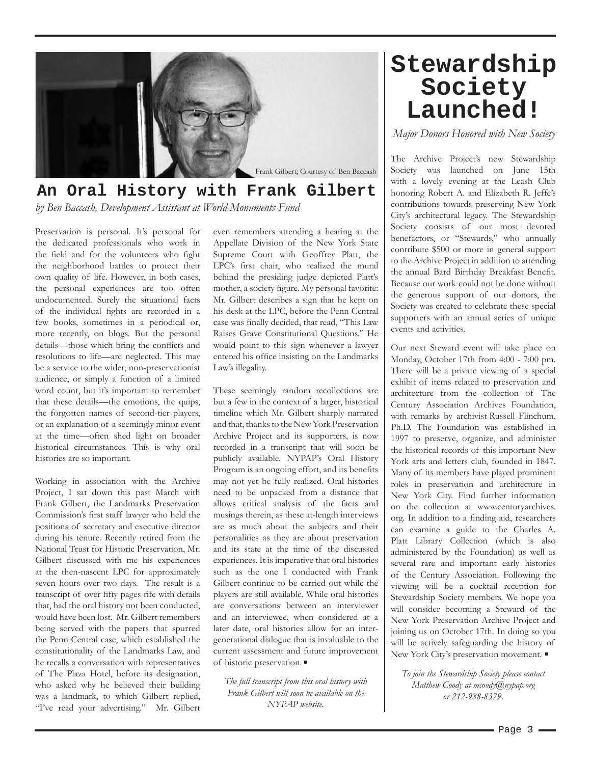Frank Gilbert; Courtesy of Ben Baccash

## An Oral History with Frank Gilbert

*by Ben Baccash, Development Assistant at World Monuments Fund*

Preservation is personal. It's personal for the dedicated professionals who work in the field and for the volunteers who fight the neighborhood battles to protect their own quality of life. However, in both cases, the personal experiences are too often undocumented. Surely the situational facts of the individual fights are recorded in a few books, sometimes in a periodical or, more recently, on blogs. But the personal details—those which bring the conflicts and resolutions to life—are neglected. This may be a service to the wider, non-preservationist audience, or simply a function of a limited word count, but it's important to remember that these details—the emotions, the quips, the forgotten names of second-tier players, or an explanation of a seemingly minor event at the time—often shed light on broader historical circumstances. This is why oral histories are so important.

Working in association with the Archive Project, I sat down this past March with Frank Gilbert, the Landmarks Preservation Commission's first staff lawyer who held the positions of secretary and executive director during his tenure. Recently retired from the National Trust for Historic Preservation, Mr. Gilbert discussed with me his experiences at the then-nascent LPC for approximately seven hours over two days. The result is a transcript of over fifty pages rife with details that, had the oral history not been conducted, would have been lost. Mr. Gilbert remembers being served with the papers that spurred the Penn Central case, which established the constitutionality of the Landmarks Law, and he recalls a conversation with representatives of The Plaza Hotel, before its designation, who asked why he believed their building was a landmark, to which Gilbert replied, "I've read your advertising." Mr. Gilbert even remembers attending a hearing at the Appellate Division of the New York State Supreme Court with Geoffrey Platt, the LPC's first chair, who realized the mural behind the presiding judge depicted Platt's mother, a society figure. My personal favorite: Mr. Gilbert describes a sign that he kept on his desk at the LPC, before the Penn Central case was finally decided, that read, "This Law Raises Grave Constitutional Questions." He would point to this sign whenever a lawyer entered his office insisting on the Landmarks Law's illegality.

These seemingly random recollections are but a few in the context of a larger, historical timeline which Mr. Gilbert sharply narrated and that, thanks to the New York Preservation Archive Project and its supporters, is now recorded in a transcript that will soon be publicly available. NYPAP's Oral History Program is an ongoing effort, and its benefits may not yet be fully realized. Oral histories need to be unpacked from a distance that allows critical analysis of the facts and musings therein, as these at-length interviews are as much about the subjects and their personalities as they are about preservation and its state at the time of the discussed experiences. It is imperative that oral histories such as the one I conducted with Frank Gilbert continue to be carried out while the players are still available. While oral histories are conversations between an interviewer and an interviewee, when considered at a later date, oral histories allow for an inter-generational dialogue that is invaluable to the current assessment and future improvement of historic preservation. ■

*The full transcript from this oral history with Frank Gilbert will soon be available on the NYPAP website.*

# Stewardship Society Launched!

*Major Donors Honored with New Society*

The Archive Project's new Stewardship Society was launched on June 15th with a lovely evening at the Leash Club honoring Robert A. and Elizabeth R. Jeffe's contributions towards preserving New York City's architectural legacy. The Stewardship Society consists of our most devoted benefactors, or "Stewards," who annually contribute $500 or more in general support to the Archive Project in addition to attending the annual Bard Birthday Breakfast Benefit. Because our work could not be done without the generous support of our donors, the Society was created to celebrate these special supporters with an annual series of unique events and activities.

Our next Steward event will take place on Monday, October 17th from 4:00 - 7:00 pm. There will be a private viewing of a special exhibit of items related to preservation and architecture from the collection of The Century Association Archives Foundation, with remarks by archivist Russell Flinchum, Ph.D. The Foundation was established in 1997 to preserve, organize, and administer the historical records of this important New York arts and letters club, founded in 1847. Many of its members have played prominent roles in preservation and architecture in New York City. Find further information on the collection at www.centuryarchives.org. In addition to a finding aid, researchers can examine a guide to the Charles A. Platt Library Collection (which is also administered by the Foundation) as well as several rare and important early histories of the Century Association. Following the viewing will be a cocktail reception for Stewardship Society members. We hope you will consider becoming a Steward of the New York Preservation Archive Project and joining us on October 17th. In doing so you will be actively safeguarding the history of New York City's preservation movement. ■

*To join the Stewardship Society please contact Matthew Coody at mcoody@nypap.org or 212-988-8379.*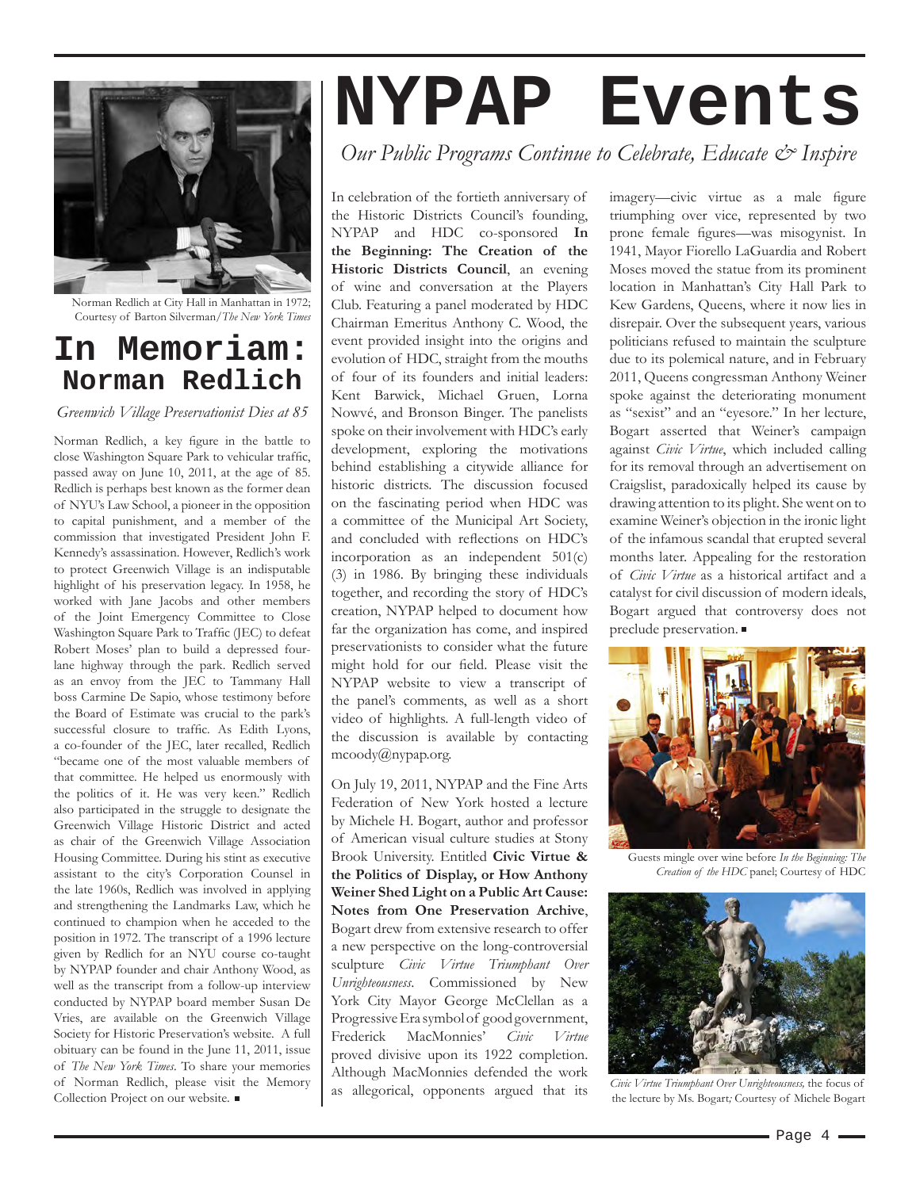Norman Redlich at City Hall in Manhattan in 1972; Courtesy of Barton Silverman/*The New York Times*

# In Memoriam: Norman Redlich

*Greenwich Village Preservationist Dies at 85*

Norman Redlich, a key figure in the battle to close Washington Square Park to vehicular traffic, passed away on June 10, 2011, at the age of 85. Redlich is perhaps best known as the former dean of NYU's Law School, a pioneer in the opposition to capital punishment, and a member of the commission that investigated President John F. Kennedy's assassination. However, Redlich's work to protect Greenwich Village is an indisputable highlight of his preservation legacy. In 1958, he worked with Jane Jacobs and other members of the Joint Emergency Committee to Close Washington Square Park to Traffic (JEC) to defeat Robert Moses' plan to build a depressed four-lane highway through the park. Redlich served as an envoy from the JEC to Tammany Hall boss Carmine De Sapio, whose testimony before the Board of Estimate was crucial to the park's successful closure to traffic. As Edith Lyons, a co-founder of the JEC, later recalled, Redlich "became one of the most valuable members of that committee. He helped us enormously with the politics of it. He was very keen." Redlich also participated in the struggle to designate the Greenwich Village Historic District and acted as chair of the Greenwich Village Association Housing Committee. During his stint as executive assistant to the city's Corporation Counsel in the late 1960s, Redlich was involved in applying and strengthening the Landmarks Law, which he continued to champion when he acceded to the position in 1972. The transcript of a 1996 lecture given by Redlich for an NYU course co-taught by NYPAP founder and chair Anthony Wood, as well as the transcript from a follow-up interview conducted by NYPAP board member Susan De Vries, are available on the Greenwich Village Society for Historic Preservation's website. A full obituary can be found in the June 11, 2011, issue of *The New York Times*. To share your memories of Norman Redlich, please visit the Memory Collection Project on our website. ■

# NYPAP Events

*Our Public Programs Continue to Celebrate, Educate & Inspire*

In celebration of the fortieth anniversary of the Historic Districts Council's founding, NYPAP and HDC co-sponsored **In the Beginning: The Creation of the Historic Districts Council**, an evening of wine and conversation at the Players Club. Featuring a panel moderated by HDC Chairman Emeritus Anthony C. Wood, the event provided insight into the origins and evolution of HDC, straight from the mouths of four of its founders and initial leaders: Kent Barwick, Michael Gruen, Lorna Nowvé, and Bronson Binger. The panelists spoke on their involvement with HDC's early development, exploring the motivations behind establishing a citywide alliance for historic districts. The discussion focused on the fascinating period when HDC was a committee of the Municipal Art Society, and concluded with reflections on HDC's incorporation as an independent 501(c)(3) in 1986. By bringing these individuals together, and recording the story of HDC's creation, NYPAP helped to document how far the organization has come, and inspired preservationists to consider what the future might hold for our field. Please visit the NYPAP website to view a transcript of the panel's comments, as well as a short video of highlights. A full-length video of the discussion is available by contacting mcoody@nypap.org.

On July 19, 2011, NYPAP and the Fine Arts Federation of New York hosted a lecture by Michele H. Bogart, author and professor of American visual culture studies at Stony Brook University. Entitled **Civic Virtue & the Politics of Display, or How Anthony Weiner Shed Light on a Public Art Cause: Notes from One Preservation Archive**, Bogart drew from extensive research to offer a new perspective on the long-controversial sculpture *Civic Virtue Triumphant Over Unrighteousness*. Commissioned by New York City Mayor George McClellan as a Progressive Era symbol of good government, Frederick MacMonnies' *Civic Virtue* proved divisive upon its 1922 completion. Although MacMonnies defended the work as allegorical, opponents argued that its imagery—civic virtue as a male figure triumphing over vice, represented by two prone female figures—was misogynist. In 1941, Mayor Fiorello LaGuardia and Robert Moses moved the statue from its prominent location in Manhattan's City Hall Park to Kew Gardens, Queens, where it now lies in disrepair. Over the subsequent years, various politicians refused to maintain the sculpture due to its polemical nature, and in February 2011, Queens congressman Anthony Weiner spoke against the deteriorating monument as "sexist" and an "eyesore." In her lecture, Bogart asserted that Weiner's campaign against *Civic Virtue*, which included calling for its removal through an advertisement on Craigslist, paradoxically helped its cause by drawing attention to its plight. She went on to examine Weiner's objection in the ironic light of the infamous scandal that erupted several months later. Appealing for the restoration of *Civic Virtue* as a historical artifact and a catalyst for civil discussion of modern ideals, Bogart argued that controversy does not preclude preservation. ■

Guests mingle over wine before *In the Beginning: The Creation of the HDC* panel; Courtesy of HDC

*Civic Virtue Triumphant Over Unrighteousness,* the focus of the lecture by Ms. Bogart; Courtesy of Michele Bogart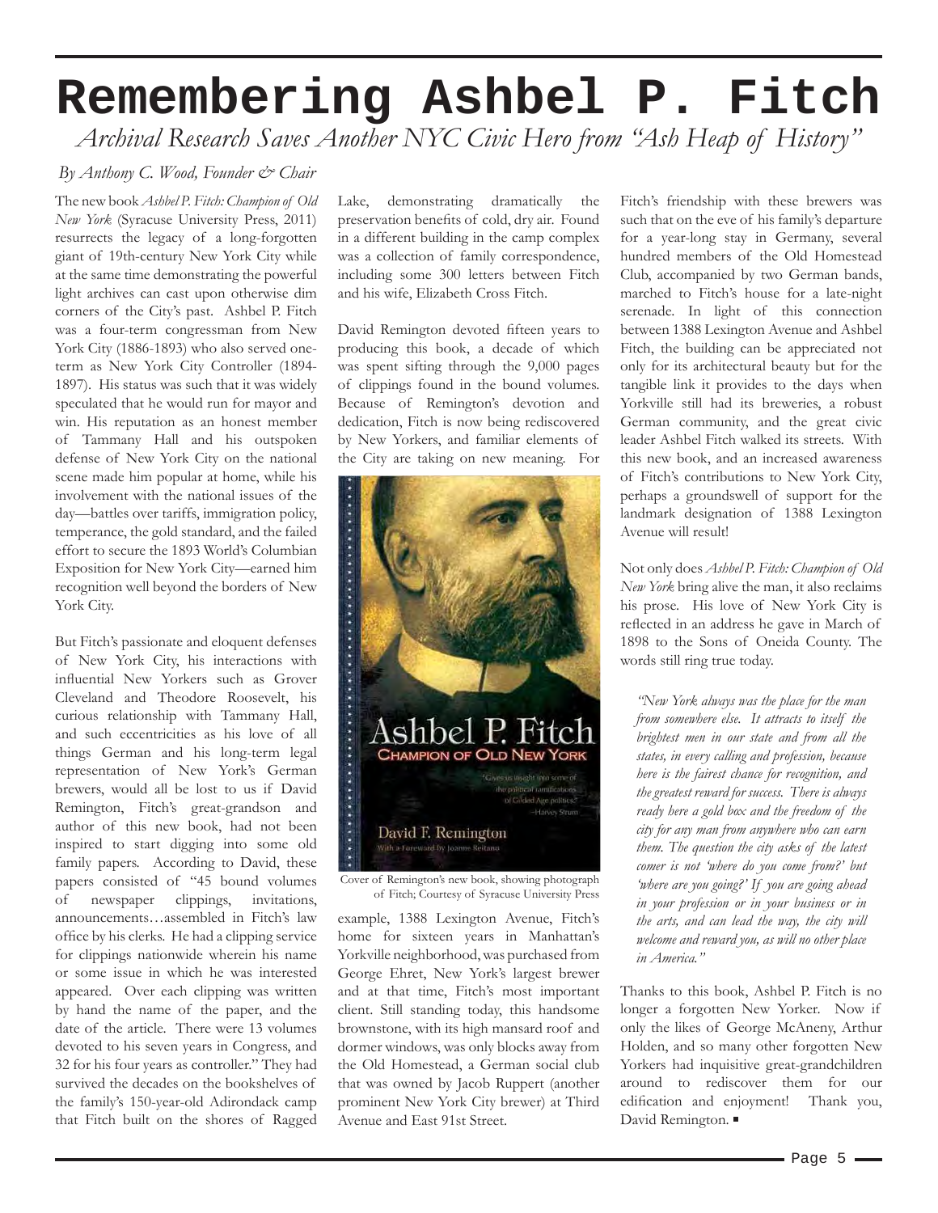# Remembering Ashbel P. Fitch

*Archival Research Saves Another NYC Civic Hero from "Ash Heap of History"*

*By Anthony C. Wood, Founder & Chair*

The new book *Ashbel P. Fitch: Champion of Old New York* (Syracuse University Press, 2011) resurrects the legacy of a long-forgotten giant of 19th-century New York City while at the same time demonstrating the powerful light archives can cast upon otherwise dim corners of the City's past. Ashbel P. Fitch was a four-term congressman from New York City (1886-1893) who also served one-term as New York City Controller (1894-1897). His status was such that it was widely speculated that he would run for mayor and win. His reputation as an honest member of Tammany Hall and his outspoken defense of New York City on the national scene made him popular at home, while his involvement with the national issues of the day—battles over tariffs, immigration policy, temperance, the gold standard, and the failed effort to secure the 1893 World's Columbian Exposition for New York City—earned him recognition well beyond the borders of New York City.

But Fitch's passionate and eloquent defenses of New York City, his interactions with influential New Yorkers such as Grover Cleveland and Theodore Roosevelt, his curious relationship with Tammany Hall, and such eccentricities as his love of all things German and his long-term legal representation of New York's German brewers, would all be lost to us if David Remington, Fitch's great-grandson and author of this new book, had not been inspired to start digging into some old family papers. According to David, these papers consisted of "45 bound volumes of newspaper clippings, invitations, announcements…assembled in Fitch's law office by his clerks. He had a clipping service for clippings nationwide wherein his name or some issue in which he was interested appeared. Over each clipping was written by hand the name of the paper, and the date of the article. There were 13 volumes devoted to his seven years in Congress, and 32 for his four years as controller." They had survived the decades on the bookshelves of the family's 150-year-old Adirondack camp that Fitch built on the shores of Ragged Lake, demonstrating dramatically the preservation benefits of cold, dry air. Found in a different building in the camp complex was a collection of family correspondence, including some 300 letters between Fitch and his wife, Elizabeth Cross Fitch.

David Remington devoted fifteen years to producing this book, a decade of which was spent sifting through the 9,000 pages of clippings found in the bound volumes. Because of Remington's devotion and dedication, Fitch is now being rediscovered by New Yorkers, and familiar elements of the City are taking on new meaning. For example, 1388 Lexington Avenue, Fitch's home for sixteen years in Manhattan's Yorkville neighborhood, was purchased from George Ehret, New York's largest brewer and at that time, Fitch's most important client. Still standing today, this handsome brownstone, with its high mansard roof and dormer windows, was only blocks away from the Old Homestead, a German social club that was owned by Jacob Ruppert (another prominent New York City brewer) at Third Avenue and East 91st Street.

Cover of Remington's new book, showing photograph of Fitch; Courtesy of Syracuse University Press

Fitch's friendship with these brewers was such that on the eve of his family's departure for a year-long stay in Germany, several hundred members of the Old Homestead Club, accompanied by two German bands, marched to Fitch's house for a late-night serenade. In light of this connection between 1388 Lexington Avenue and Ashbel Fitch, the building can be appreciated not only for its architectural beauty but for the tangible link it provides to the days when Yorkville still had its breweries, a robust German community, and the great civic leader Ashbel Fitch walked its streets. With this new book, and an increased awareness of Fitch's contributions to New York City, perhaps a groundswell of support for the landmark designation of 1388 Lexington Avenue will result!

Not only does *Ashbel P. Fitch: Champion of Old New York* bring alive the man, it also reclaims his prose. His love of New York City is reflected in an address he gave in March of 1898 to the Sons of Oneida County. The words still ring true today.

> *"New York always was the place for the man from somewhere else. It attracts to itself the brightest men in our state and from all the states, in every calling and profession, because here is the fairest chance for recognition, and the greatest reward for success. There is always ready here a gold box and the freedom of the city for any man from anywhere who can earn them. The question the city asks of the latest comer is not 'where do you come from?' but 'where are you going?' If you are going ahead in your profession or in your business or in the arts, and can lead the way, the city will welcome and reward you, as will no other place in America."*

Thanks to this book, Ashbel P. Fitch is no longer a forgotten New Yorker. Now if only the likes of George McAneny, Arthur Holden, and so many other forgotten New Yorkers had inquisitive great-grandchildren around to rediscover them for our edification and enjoyment! Thank you, David Remington. ■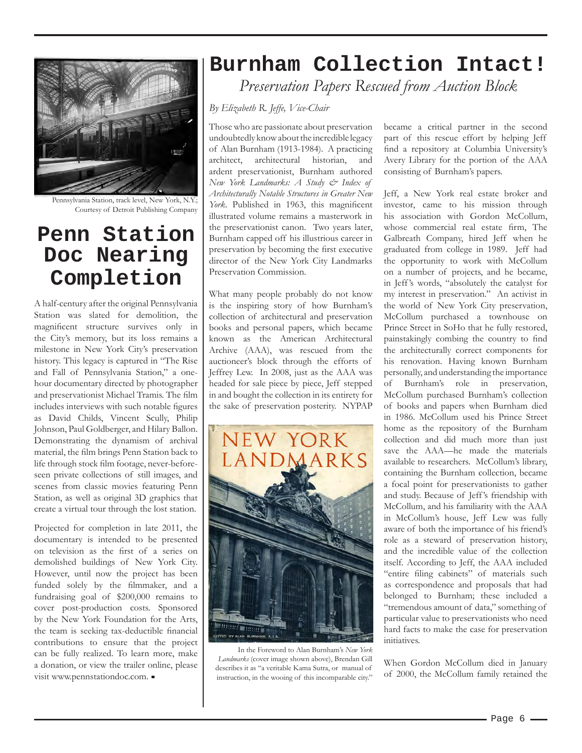Pennsylvania Station, track level, New York, N.Y.; Courtesy of Detroit Publishing Company

## Penn Station Doc Nearing Completion

A half-century after the original Pennsylvania Station was slated for demolition, the magnificent structure survives only in the City's memory, but its loss remains a milestone in New York City's preservation history. This legacy is captured in "The Rise and Fall of Pennsylvania Station," a one-hour documentary directed by photographer and preservationist Michael Tramis. The film includes interviews with such notable figures as David Childs, Vincent Scully, Philip Johnson, Paul Goldberger, and Hilary Ballon. Demonstrating the dynamism of archival material, the film brings Penn Station back to life through stock film footage, never-before-seen private collections of still images, and scenes from classic movies featuring Penn Station, as well as original 3D graphics that create a virtual tour through the lost station.

Projected for completion in late 2011, the documentary is intended to be presented on television as the first of a series on demolished buildings of New York City. However, until now the project has been funded solely by the filmmaker, and a fundraising goal of $200,000 remains to cover post-production costs. Sponsored by the New York Foundation for the Arts, the team is seeking tax-deductible financial contributions to ensure that the project can be fully realized. To learn more, make a donation, or view the trailer online, please visit www.pennstationdoc.com. ▪

# Burnham Collection Intact!

## *Preservation Papers Rescued from Auction Block*

*By Elizabeth R. Jeffe, Vice-Chair*

Those who are passionate about preservation undoubtedly know about the incredible legacy of Alan Burnham (1913-1984). A practicing architect, architectural historian, and ardent preservationist, Burnham authored *New York Landmarks: A Study & Index of Architecturally Notable Structures in Greater New York*. Published in 1963, this magnificent illustrated volume remains a masterwork in the preservationist canon. Two years later, Burnham capped off his illustrious career in preservation by becoming the first executive director of the New York City Landmarks Preservation Commission.

What many people probably do not know is the inspiring story of how Burnham's collection of architectural and preservation books and personal papers, which became known as the American Architectural Archive (AAA), was rescued from the auctioneer's block through the efforts of Jeffrey Lew. In 2008, just as the AAA was headed for sale piece by piece, Jeff stepped in and bought the collection in its entirety for the sake of preservation posterity. NYPAP became a critical partner in the second part of this rescue effort by helping Jeff find a repository at Columbia University's Avery Library for the portion of the AAA consisting of Burnham's papers.

In the Foreword to Alan Burnham's *New York Landmarks* (cover image shown above), Brendan Gill describes it as "a veritable Kama Sutra, or manual of instruction, in the wooing of this incomparable city."

Jeff, a New York real estate broker and investor, came to his mission through his association with Gordon McCollum, whose commercial real estate firm, The Galbreath Company, hired Jeff when he graduated from college in 1989. Jeff had the opportunity to work with McCollum on a number of projects, and he became, in Jeff's words, "absolutely the catalyst for my interest in preservation." An activist in the world of New York City preservation, McCollum purchased a townhouse on Prince Street in SoHo that he fully restored, painstakingly combing the country to find the architecturally correct components for his renovation. Having known Burnham personally, and understanding the importance of Burnham's role in preservation, McCollum purchased Burnham's collection of books and papers when Burnham died in 1986. McCollum used his Prince Street home as the repository of the Burnham collection and did much more than just save the AAA—he made the materials available to researchers. McCollum's library, containing the Burnham collection, became a focal point for preservationists to gather and study. Because of Jeff's friendship with McCollum, and his familiarity with the AAA in McCollum's house, Jeff Lew was fully aware of both the importance of his friend's role as a steward of preservation history, and the incredible value of the collection itself. According to Jeff, the AAA included "entire filing cabinets" of materials such as correspondence and proposals that had belonged to Burnham; these included a "tremendous amount of data," something of particular value to preservationists who need hard facts to make the case for preservation initiatives.

When Gordon McCollum died in January of 2000, the McCollum family retained the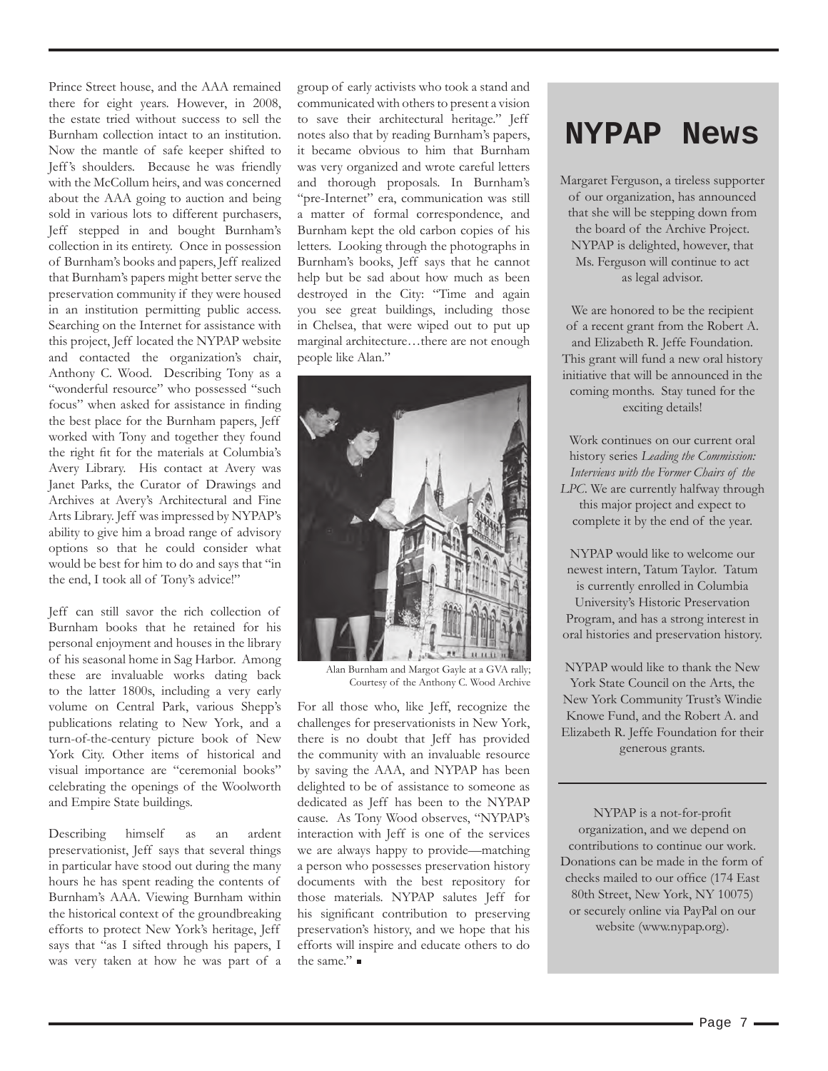Prince Street house, and the AAA remained there for eight years. However, in 2008, the estate tried without success to sell the Burnham collection intact to an institution. Now the mantle of safe keeper shifted to Jeff's shoulders. Because he was friendly with the McCollum heirs, and was concerned about the AAA going to auction and being sold in various lots to different purchasers, Jeff stepped in and bought Burnham's collection in its entirety. Once in possession of Burnham's books and papers, Jeff realized that Burnham's papers might better serve the preservation community if they were housed in an institution permitting public access. Searching on the Internet for assistance with this project, Jeff located the NYPAP website and contacted the organization's chair, Anthony C. Wood. Describing Tony as a "wonderful resource" who possessed "such focus" when asked for assistance in finding the best place for the Burnham papers, Jeff worked with Tony and together they found the right fit for the materials at Columbia's Avery Library. His contact at Avery was Janet Parks, the Curator of Drawings and Archives at Avery's Architectural and Fine Arts Library. Jeff was impressed by NYPAP's ability to give him a broad range of advisory options so that he could consider what would be best for him to do and says that "in the end, I took all of Tony's advice!"

Jeff can still savor the rich collection of Burnham books that he retained for his personal enjoyment and houses in the library of his seasonal home in Sag Harbor. Among these are invaluable works dating back to the latter 1800s, including a very early volume on Central Park, various Shepp's publications relating to New York, and a turn-of-the-century picture book of New York City. Other items of historical and visual importance are "ceremonial books" celebrating the openings of the Woolworth and Empire State buildings.

Describing himself as an ardent preservationist, Jeff says that several things in particular have stood out during the many hours he has spent reading the contents of Burnham's AAA. Viewing Burnham within the historical context of the groundbreaking efforts to protect New York's heritage, Jeff says that "as I sifted through his papers, I was very taken at how he was part of a group of early activists who took a stand and communicated with others to present a vision to save their architectural heritage." Jeff notes also that by reading Burnham's papers, it became obvious to him that Burnham was very organized and wrote careful letters and thorough proposals. In Burnham's "pre-Internet" era, communication was still a matter of formal correspondence, and Burnham kept the old carbon copies of his letters. Looking through the photographs in Burnham's books, Jeff says that he cannot help but be sad about how much as been destroyed in the City: "Time and again you see great buildings, including those in Chelsea, that were wiped out to put up marginal architecture…there are not enough people like Alan."

Alan Burnham and Margot Gayle at a GVA rally; Courtesy of the Anthony C. Wood Archive

For all those who, like Jeff, recognize the challenges for preservationists in New York, there is no doubt that Jeff has provided the community with an invaluable resource by saving the AAA, and NYPAP has been delighted to be of assistance to someone as dedicated as Jeff has been to the NYPAP cause. As Tony Wood observes, "NYPAP's interaction with Jeff is one of the services we are always happy to provide—matching a person who possesses preservation history documents with the best repository for those materials. NYPAP salutes Jeff for his significant contribution to preserving preservation's history, and we hope that his efforts will inspire and educate others to do the same." ■

# NYPAP News

Margaret Ferguson, a tireless supporter of our organization, has announced that she will be stepping down from the board of the Archive Project. NYPAP is delighted, however, that Ms. Ferguson will continue to act as legal advisor.

We are honored to be the recipient of a recent grant from the Robert A. and Elizabeth R. Jeffe Foundation. This grant will fund a new oral history initiative that will be announced in the coming months. Stay tuned for the exciting details!

Work continues on our current oral history series *Leading the Commission: Interviews with the Former Chairs of the LPC*. We are currently halfway through this major project and expect to complete it by the end of the year.

NYPAP would like to welcome our newest intern, Tatum Taylor. Tatum is currently enrolled in Columbia University's Historic Preservation Program, and has a strong interest in oral histories and preservation history.

NYPAP would like to thank the New York State Council on the Arts, the New York Community Trust's Windie Knowe Fund, and the Robert A. and Elizabeth R. Jeffe Foundation for their generous grants.

---

NYPAP is a not-for-profit organization, and we depend on contributions to continue our work. Donations can be made in the form of checks mailed to our office (174 East 80th Street, New York, NY 10075) or securely online via PayPal on our website (www.nypap.org).